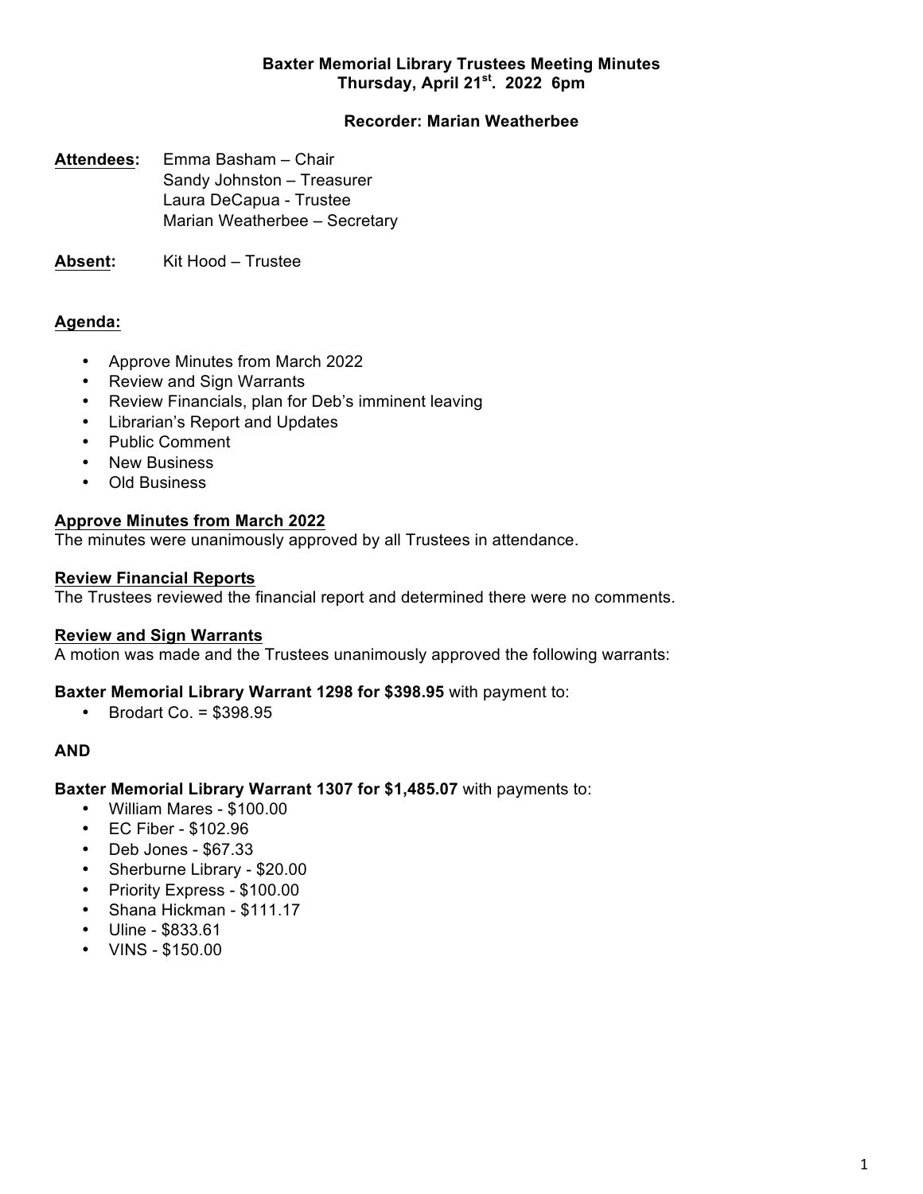**Baxter Memorial Library Trustees Meeting Minutes**
**Thursday, April 21st. 2022 6pm**

**Recorder: Marian Weatherbee**

**Attendees:** Emma Basham – Chair
Sandy Johnston – Treasurer
Laura DeCapua - Trustee
Marian Weatherbee – Secretary

**Absent:** Kit Hood – Trustee

## Agenda:

- Approve Minutes from March 2022
- Review and Sign Warrants
- Review Financials, plan for Deb's imminent leaving
- Librarian's Report and Updates
- Public Comment
- New Business
- Old Business

### Approve Minutes from March 2022

The minutes were unanimously approved by all Trustees in attendance.

### Review Financial Reports

The Trustees reviewed the financial report and determined there were no comments.

### Review and Sign Warrants

A motion was made and the Trustees unanimously approved the following warrants:

**Baxter Memorial Library Warrant 1298 for $398.95** with payment to:

- Brodart Co. = $398.95

**AND**

**Baxter Memorial Library Warrant 1307 for $1,485.07** with payments to:

- William Mares - $100.00
- EC Fiber - $102.96
- Deb Jones - $67.33
- Sherburne Library - $20.00
- Priority Express - $100.00
- Shana Hickman - $111.17
- Uline - $833.61
- VINS - $150.00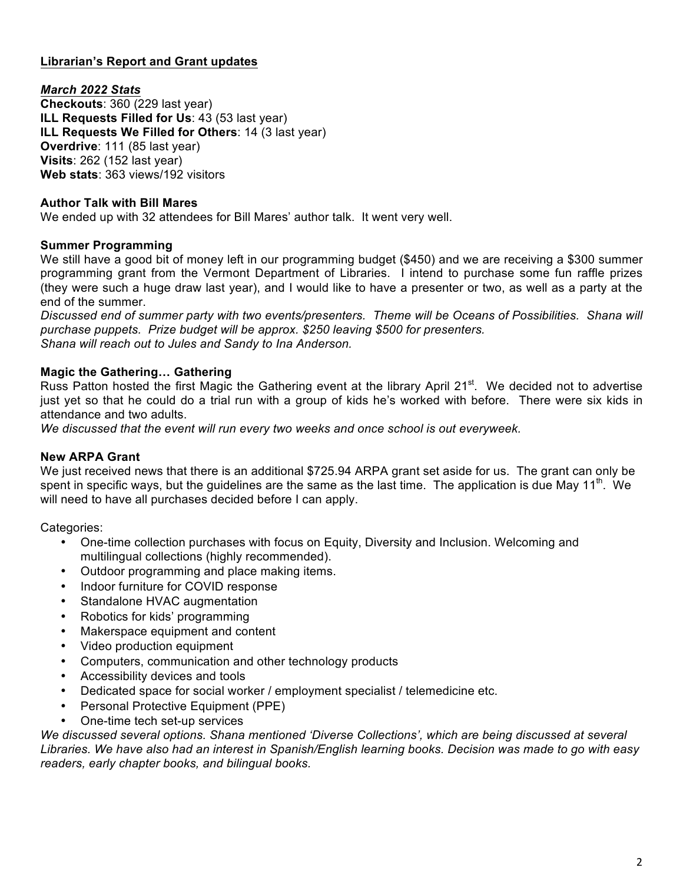## **Librarian's Report and Grant updates**

***March 2022 Stats***

**Checkouts**: 360 (229 last year)
**ILL Requests Filled for Us**: 43 (53 last year)
**ILL Requests We Filled for Others**: 14 (3 last year)
**Overdrive**: 111 (85 last year)
**Visits**: 262 (152 last year)
**Web stats**: 363 views/192 visitors

**Author Talk with Bill Mares**

We ended up with 32 attendees for Bill Mares' author talk. It went very well.

**Summer Programming**

We still have a good bit of money left in our programming budget ($450) and we are receiving a $300 summer programming grant from the Vermont Department of Libraries. I intend to purchase some fun raffle prizes (they were such a huge draw last year), and I would like to have a presenter or two, as well as a party at the end of the summer.

*Discussed end of summer party with two events/presenters. Theme will be Oceans of Possibilities. Shana will purchase puppets. Prize budget will be approx. $250 leaving $500 for presenters.*
*Shana will reach out to Jules and Sandy to Ina Anderson.*

**Magic the Gathering… Gathering**

Russ Patton hosted the first Magic the Gathering event at the library April 21st. We decided not to advertise just yet so that he could do a trial run with a group of kids he's worked with before. There were six kids in attendance and two adults.

*We discussed that the event will run every two weeks and once school is out everyweek.*

**New ARPA Grant**

We just received news that there is an additional $725.94 ARPA grant set aside for us. The grant can only be spent in specific ways, but the guidelines are the same as the last time. The application is due May 11th. We will need to have all purchases decided before I can apply.

Categories:

- One-time collection purchases with focus on Equity, Diversity and Inclusion. Welcoming and multilingual collections (highly recommended).
- Outdoor programming and place making items.
- Indoor furniture for COVID response
- Standalone HVAC augmentation
- Robotics for kids' programming
- Makerspace equipment and content
- Video production equipment
- Computers, communication and other technology products
- Accessibility devices and tools
- Dedicated space for social worker / employment specialist / telemedicine etc.
- Personal Protective Equipment (PPE)
- One-time tech set-up services

*We discussed several options. Shana mentioned 'Diverse Collections', which are being discussed at several Libraries. We have also had an interest in Spanish/English learning books. Decision was made to go with easy readers, early chapter books, and bilingual books.*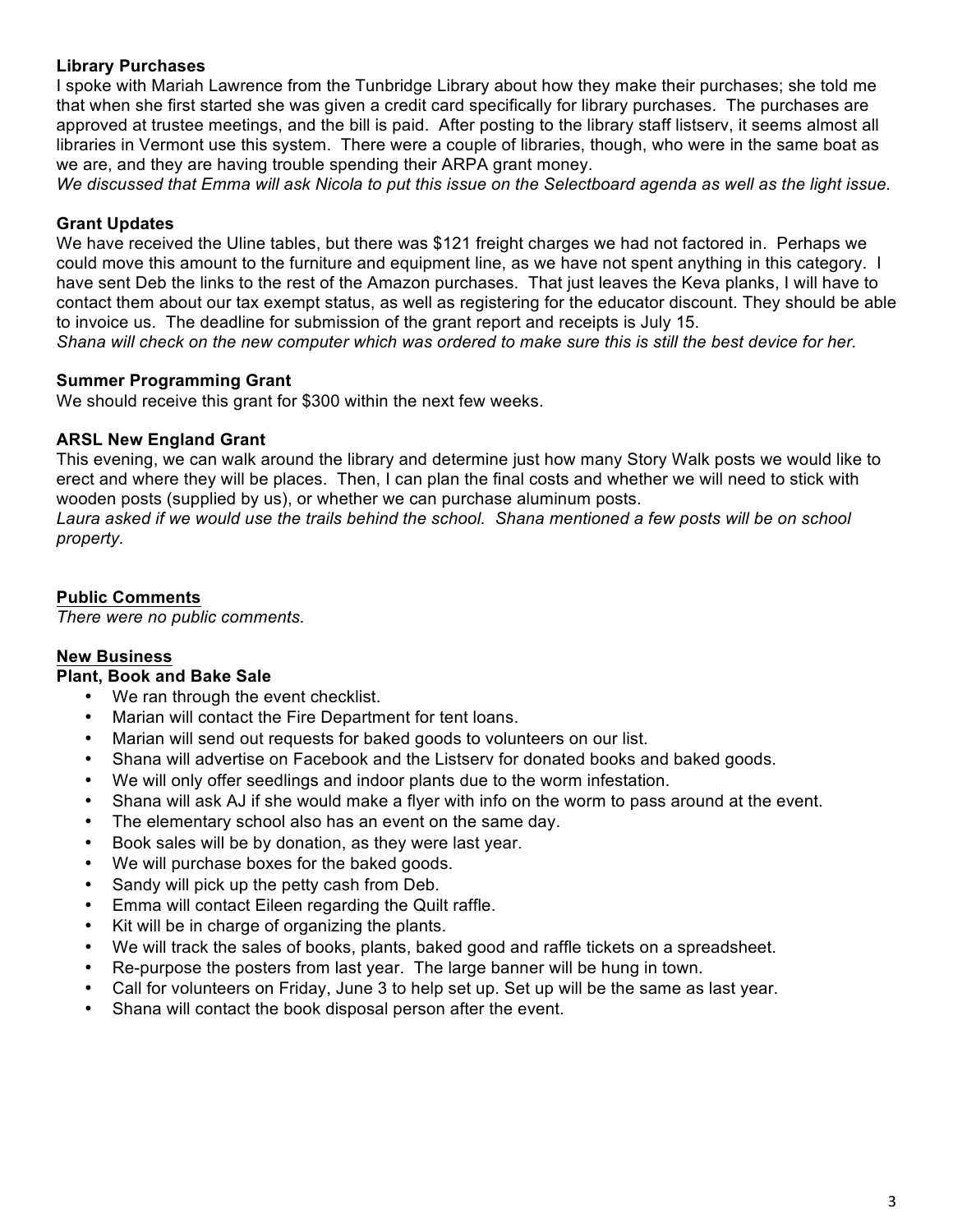**Library Purchases**

I spoke with Mariah Lawrence from the Tunbridge Library about how they make their purchases; she told me that when she first started she was given a credit card specifically for library purchases. The purchases are approved at trustee meetings, and the bill is paid. After posting to the library staff listserv, it seems almost all libraries in Vermont use this system. There were a couple of libraries, though, who were in the same boat as we are, and they are having trouble spending their ARPA grant money.

*We discussed that Emma will ask Nicola to put this issue on the Selectboard agenda as well as the light issue.*

**Grant Updates**

We have received the Uline tables, but there was $121 freight charges we had not factored in. Perhaps we could move this amount to the furniture and equipment line, as we have not spent anything in this category. I have sent Deb the links to the rest of the Amazon purchases. That just leaves the Keva planks, I will have to contact them about our tax exempt status, as well as registering for the educator discount. They should be able to invoice us. The deadline for submission of the grant report and receipts is July 15.

*Shana will check on the new computer which was ordered to make sure this is still the best device for her.*

**Summer Programming Grant**

We should receive this grant for $300 within the next few weeks.

**ARSL New England Grant**

This evening, we can walk around the library and determine just how many Story Walk posts we would like to erect and where they will be places. Then, I can plan the final costs and whether we will need to stick with wooden posts (supplied by us), or whether we can purchase aluminum posts.

*Laura asked if we would use the trails behind the school. Shana mentioned a few posts will be on school property.*

## Public Comments

*There were no public comments.*

## New Business

**Plant, Book and Bake Sale**

- We ran through the event checklist.
- Marian will contact the Fire Department for tent loans.
- Marian will send out requests for baked goods to volunteers on our list.
- Shana will advertise on Facebook and the Listserv for donated books and baked goods.
- We will only offer seedlings and indoor plants due to the worm infestation.
- Shana will ask AJ if she would make a flyer with info on the worm to pass around at the event.
- The elementary school also has an event on the same day.
- Book sales will be by donation, as they were last year.
- We will purchase boxes for the baked goods.
- Sandy will pick up the petty cash from Deb.
- Emma will contact Eileen regarding the Quilt raffle.
- Kit will be in charge of organizing the plants.
- We will track the sales of books, plants, baked good and raffle tickets on a spreadsheet.
- Re-purpose the posters from last year. The large banner will be hung in town.
- Call for volunteers on Friday, June 3 to help set up. Set up will be the same as last year.
- Shana will contact the book disposal person after the event.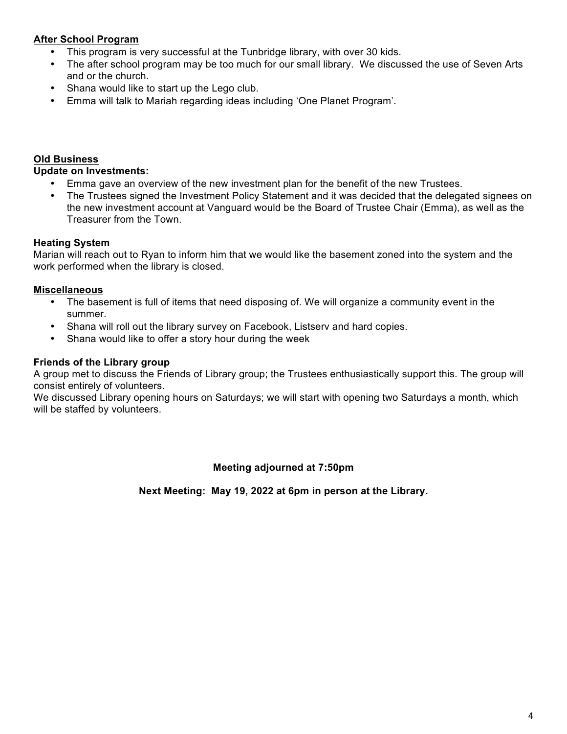**After School Program**

- This program is very successful at the Tunbridge library, with over 30 kids.
- The after school program may be too much for our small library. We discussed the use of Seven Arts and or the church.
- Shana would like to start up the Lego club.
- Emma will talk to Mariah regarding ideas including 'One Planet Program'.

**Old Business**

**Update on Investments:**

- Emma gave an overview of the new investment plan for the benefit of the new Trustees.
- The Trustees signed the Investment Policy Statement and it was decided that the delegated signees on the new investment account at Vanguard would be the Board of Trustee Chair (Emma), as well as the Treasurer from the Town.

**Heating System**

Marian will reach out to Ryan to inform him that we would like the basement zoned into the system and the work performed when the library is closed.

**Miscellaneous**

- The basement is full of items that need disposing of. We will organize a community event in the summer.
- Shana will roll out the library survey on Facebook, Listserv and hard copies.
- Shana would like to offer a story hour during the week

**Friends of the Library group**

A group met to discuss the Friends of Library group; the Trustees enthusiastically support this. The group will consist entirely of volunteers.

We discussed Library opening hours on Saturdays; we will start with opening two Saturdays a month, which will be staffed by volunteers.

**Meeting adjourned at 7:50pm**

**Next Meeting: May 19, 2022 at 6pm in person at the Library.**